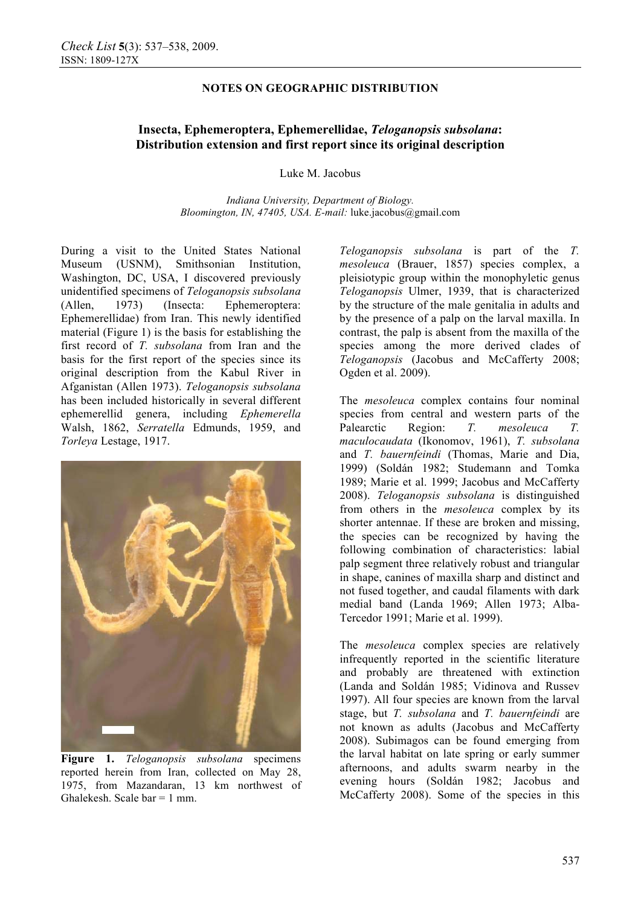**NOTES ON GEOGRAPHIC DISTRIBUTION**

# Insecta, Ephemeroptera, Ephemerellidae, *Teloganopsis subsolana*: Distribution extension and first report since its original description

Luke M. Jacobus

*Indiana University, Department of Biology. Bloomington, IN, 47405, USA. E-mail:* luke.jacobus@gmail.com

During a visit to the United States National Museum (USNM), Smithsonian Institution, Washington, DC, USA, I discovered previously unidentified specimens of *Teloganopsis subsolana* (Allen, 1973) (Insecta: Ephemeroptera: Ephemerellidae) from Iran. This newly identified material (Figure 1) is the basis for establishing the first record of *T. subsolana* from Iran and the basis for the first report of the species since its original description from the Kabul River in Afganistan (Allen 1973). *Teloganopsis subsolana* has been included historically in several different ephemerellid genera, including *Ephemerella* Walsh, 1862, *Serratella* Edmunds, 1959, and *Torleya* Lestage, 1917.

**Figure 1.** *Teloganopsis subsolana* specimens reported herein from Iran, collected on May 28, 1975, from Mazandaran, 13 km northwest of Ghalekesh. Scale bar = 1 mm.

*Teloganopsis subsolana* is part of the *T. mesoleuca* (Brauer, 1857) species complex, a pleisiotypic group within the monophyletic genus *Teloganopsis* Ulmer, 1939, that is characterized by the structure of the male genitalia in adults and by the presence of a palp on the larval maxilla. In contrast, the palp is absent from the maxilla of the species among the more derived clades of *Teloganopsis* (Jacobus and McCafferty 2008; Ogden et al. 2009).

The *mesoleuca* complex contains four nominal species from central and western parts of the Palearctic Region: *T. mesoleuca T. maculocaudata* (Ikonomov, 1961), *T. subsolana* and *T. bauernfeindi* (Thomas, Marie and Dia, 1999) (Soldán 1982; Studemann and Tomka 1989; Marie et al. 1999; Jacobus and McCafferty 2008). *Teloganopsis subsolana* is distinguished from others in the *mesoleuca* complex by its shorter antennae. If these are broken and missing, the species can be recognized by having the following combination of characteristics: labial palp segment three relatively robust and triangular in shape, canines of maxilla sharp and distinct and not fused together, and caudal filaments with dark medial band (Landa 1969; Allen 1973; Alba-Tercedor 1991; Marie et al. 1999).

The *mesoleuca* complex species are relatively infrequently reported in the scientific literature and probably are threatened with extinction (Landa and Soldán 1985; Vidinova and Russev 1997). All four species are known from the larval stage, but *T. subsolana* and *T. bauernfeindi* are not known as adults (Jacobus and McCafferty 2008). Subimagos can be found emerging from the larval habitat on late spring or early summer afternoons, and adults swarm nearby in the evening hours (Soldán 1982; Jacobus and McCafferty 2008). Some of the species in this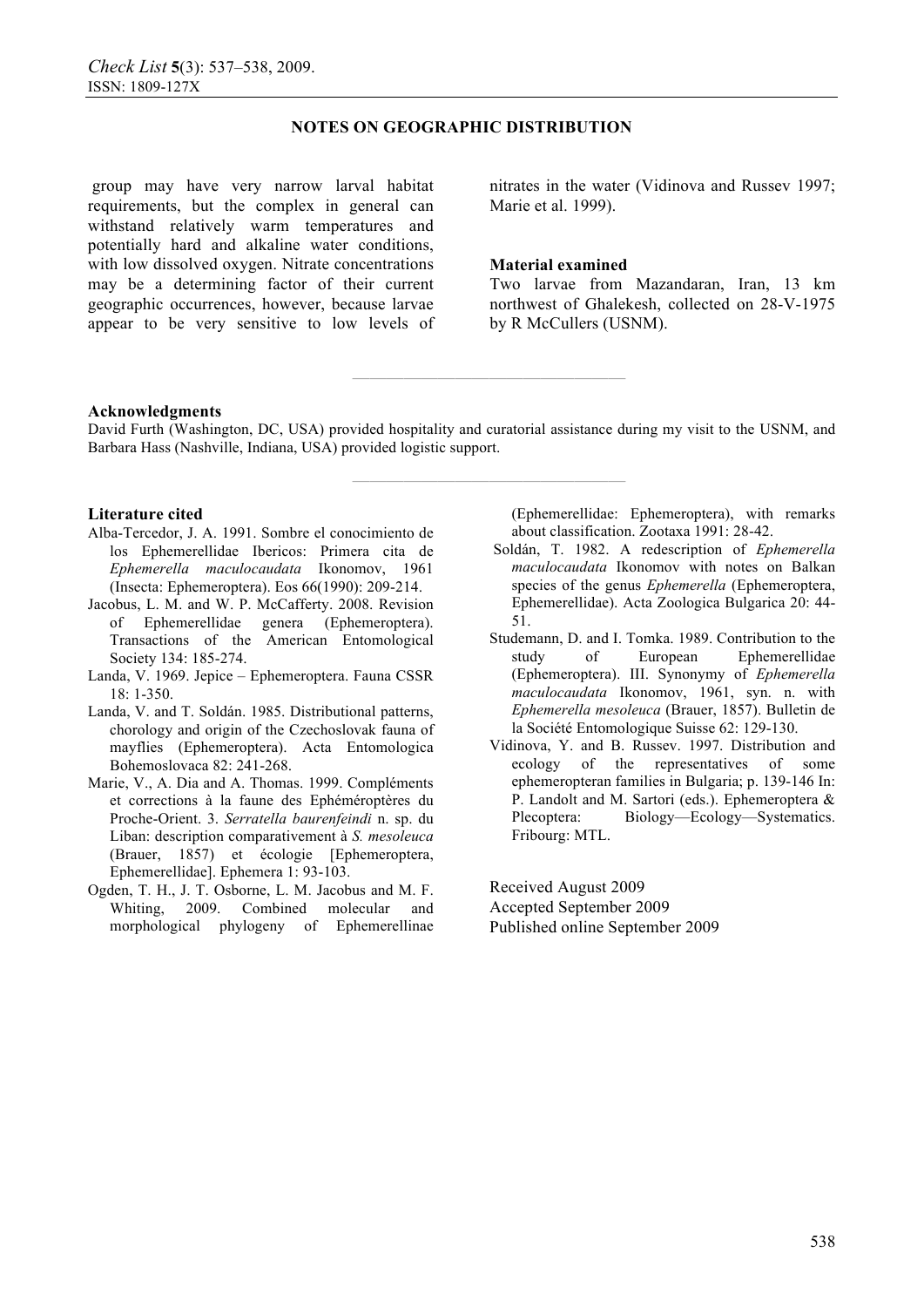group may have very narrow larval habitat requirements, but the complex in general can withstand relatively warm temperatures and potentially hard and alkaline water conditions, with low dissolved oxygen. Nitrate concentrations may be a determining factor of their current geographic occurrences, however, because larvae appear to be very sensitive to low levels of nitrates in the water (Vidinova and Russev 1997; Marie et al. 1999).

**Material examined**
Two larvae from Mazandaran, Iran, 13 km northwest of Ghalekesh, collected on 28-V-1975 by R McCullers (USNM).

---

**Acknowledgments**
David Furth (Washington, DC, USA) provided hospitality and curatorial assistance during my visit to the USNM, and Barbara Hass (Nashville, Indiana, USA) provided logistic support.

---

**Literature cited**

Alba-Tercedor, J. A. 1991. Sombre el conocimiento de los Ephemerellidae Ibericos: Primera cita de *Ephemerella maculocaudata* Ikonomov, 1961 (Insecta: Ephemeroptera). Eos 66(1990): 209-214.

Jacobus, L. M. and W. P. McCafferty. 2008. Revision of Ephemerellidae genera (Ephemeroptera). Transactions of the American Entomological Society 134: 185-274.

Landa, V. 1969. Jepice – Ephemeroptera. Fauna CSSR 18: 1-350.

Landa, V. and T. Soldán. 1985. Distributional patterns, chorology and origin of the Czechoslovak fauna of mayflies (Ephemeroptera). Acta Entomologica Bohemoslovaca 82: 241-268.

Marie, V., A. Dia and A. Thomas. 1999. Compléments et corrections à la faune des Ephéméroptères du Proche-Orient. 3. *Serratella baurenfeindi* n. sp. du Liban: description comparativement à *S. mesoleuca* (Brauer, 1857) et écologie [Ephemeroptera, Ephemerellidae]. Ephemera 1: 93-103.

Ogden, T. H., J. T. Osborne, L. M. Jacobus and M. F. Whiting, 2009. Combined molecular and morphological phylogeny of Ephemerellinae (Ephemerellidae: Ephemeroptera), with remarks about classification. Zootaxa 1991: 28-42.

Soldán, T. 1982. A redescription of *Ephemerella maculocaudata* Ikonomov with notes on Balkan species of the genus *Ephemerella* (Ephemeroptera, Ephemerellidae). Acta Zoologica Bulgarica 20: 44-51.

Studemann, D. and I. Tomka. 1989. Contribution to the study of European Ephemerellidae (Ephemeroptera). III. Synonymy of *Ephemerella maculocaudata* Ikonomov, 1961, syn. n. with *Ephemerella mesoleuca* (Brauer, 1857). Bulletin de la Société Entomologique Suisse 62: 129-130.

Vidinova, Y. and B. Russev. 1997. Distribution and ecology of the representatives of some ephemeropteran families in Bulgaria; p. 139-146 In: P. Landolt and M. Sartori (eds.). Ephemeroptera & Plecoptera: Biology—Ecology—Systematics. Fribourg: MTL.

Received August 2009
Accepted September 2009
Published online September 2009